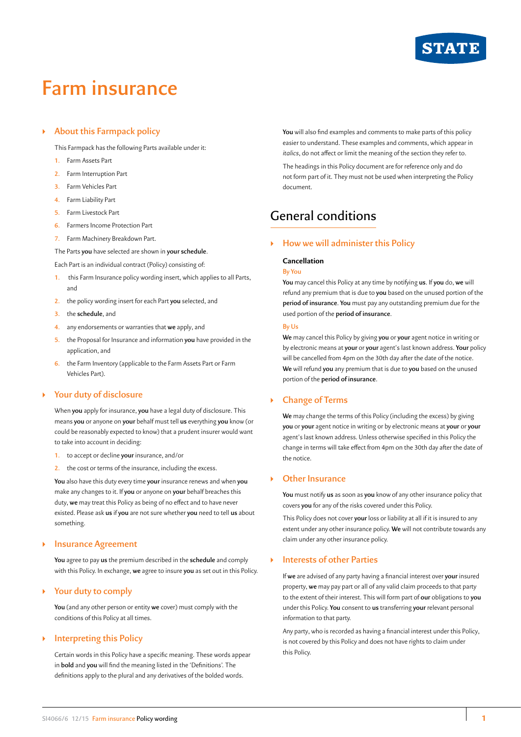# Farm insurance

## About this Farmpack policy

This Farmpack has the following Parts available under it:

1. Farm Assets Part
2. Farm Interruption Part
3. Farm Vehicles Part
4. Farm Liability Part
5. Farm Livestock Part
6. Farmers Income Protection Part
7. Farm Machinery Breakdown Part.

The Parts **you** have selected are shown in **your schedule**.

Each Part is an individual contract (Policy) consisting of:

1. this Farm Insurance policy wording insert, which applies to all Parts, and
2. the policy wording insert for each Part **you** selected, and
3. the **schedule**, and
4. any endorsements or warranties that **we** apply, and
5. the Proposal for Insurance and information **you** have provided in the application, and
6. the Farm Inventory (applicable to the Farm Assets Part or Farm Vehicles Part).

## Your duty of disclosure

When **you** apply for insurance, **you** have a legal duty of disclosure. This means **you** or anyone on **your** behalf must tell **us** everything **you** know (or could be reasonably expected to know) that a prudent insurer would want to take into account in deciding:

1. to accept or decline **your** insurance, and/or
2. the cost or terms of the insurance, including the excess.

**You** also have this duty every time **your** insurance renews and when **you** make any changes to it. If **you** or anyone on **your** behalf breaches this duty, **we** may treat this Policy as being of no effect and to have never existed. Please ask **us** if **you** are not sure whether **you** need to tell **us** about something.

## Insurance Agreement

**You** agree to pay **us** the premium described in the **schedule** and comply with this Policy. In exchange, **we** agree to insure **you** as set out in this Policy.

## Your duty to comply

**You** (and any other person or entity **we** cover) must comply with the conditions of this Policy at all times.

## Interpreting this Policy

Certain words in this Policy have a specific meaning. These words appear in **bold** and **you** will find the meaning listed in the 'Definitions'. The definitions apply to the plural and any derivatives of the bolded words.

**You** will also find examples and comments to make parts of this policy easier to understand. These examples and comments, which appear in *italics*, do not affect or limit the meaning of the section they refer to.

The headings in this Policy document are for reference only and do not form part of it. They must not be used when interpreting the Policy document.

# General conditions

## How we will administer this Policy

### Cancellation

**By You**

**You** may cancel this Policy at any time by notifying **us**. If **you** do, **we** will refund any premium that is due to **you** based on the unused portion of the **period of insurance**. **You** must pay any outstanding premium due for the used portion of the **period of insurance**.

**By Us**

**We** may cancel this Policy by giving **you** or **your** agent notice in writing or by electronic means at **your** or **your** agent's last known address. **Your** policy will be cancelled from 4pm on the 30th day after the date of the notice. **We** will refund **you** any premium that is due to **you** based on the unused portion of the **period of insurance**.

## Change of Terms

**We** may change the terms of this Policy (including the excess) by giving **you** or **your** agent notice in writing or by electronic means at **your** or **your** agent's last known address. Unless otherwise specified in this Policy the change in terms will take effect from 4pm on the 30th day after the date of the notice.

## Other Insurance

**You** must notify **us** as soon as **you** know of any other insurance policy that covers **you** for any of the risks covered under this Policy.

This Policy does not cover **your** loss or liability at all if it is insured to any extent under any other insurance policy. **We** will not contribute towards any claim under any other insurance policy.

## Interests of other Parties

If **we** are advised of any party having a financial interest over **your** insured property, **we** may pay part or all of any valid claim proceeds to that party to the extent of their interest. This will form part of **our** obligations to **you** under this Policy. **You** consent to **us** transferring **your** relevant personal information to that party.

Any party, who is recorded as having a financial interest under this Policy, is not covered by this Policy and does not have rights to claim under this Policy.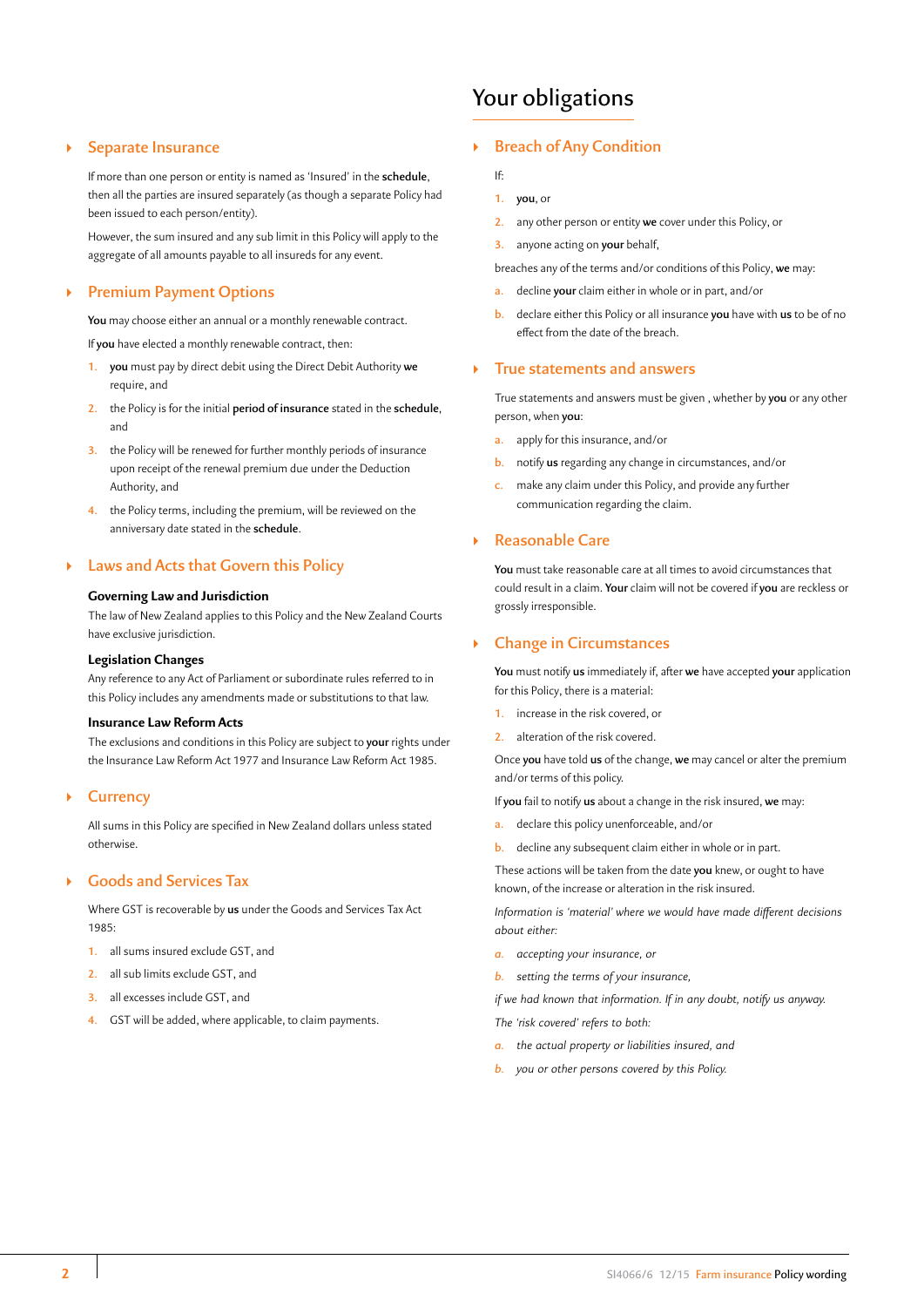## Separate Insurance

If more than one person or entity is named as 'Insured' in the **schedule**, then all the parties are insured separately (as though a separate Policy had been issued to each person/entity).

However, the sum insured and any sub limit in this Policy will apply to the aggregate of all amounts payable to all insureds for any event.

## Premium Payment Options

**You** may choose either an annual or a monthly renewable contract.

If **you** have elected a monthly renewable contract, then:

1. **you** must pay by direct debit using the Direct Debit Authority **we** require, and
2. the Policy is for the initial **period of insurance** stated in the **schedule**, and
3. the Policy will be renewed for further monthly periods of insurance upon receipt of the renewal premium due under the Deduction Authority, and
4. the Policy terms, including the premium, will be reviewed on the anniversary date stated in the **schedule**.

## Laws and Acts that Govern this Policy

### Governing Law and Jurisdiction

The law of New Zealand applies to this Policy and the New Zealand Courts have exclusive jurisdiction.

### Legislation Changes

Any reference to any Act of Parliament or subordinate rules referred to in this Policy includes any amendments made or substitutions to that law.

### Insurance Law Reform Acts

The exclusions and conditions in this Policy are subject to **your** rights under the Insurance Law Reform Act 1977 and Insurance Law Reform Act 1985.

## Currency

All sums in this Policy are specified in New Zealand dollars unless stated otherwise.

## Goods and Services Tax

Where GST is recoverable by **us** under the Goods and Services Tax Act 1985:

1. all sums insured exclude GST, and
2. all sub limits exclude GST, and
3. all excesses include GST, and
4. GST will be added, where applicable, to claim payments.

# Your obligations

## Breach of Any Condition

If:

1. **you**, or
2. any other person or entity **we** cover under this Policy, or
3. anyone acting on **your** behalf,

breaches any of the terms and/or conditions of this Policy, **we** may:

a. decline **your** claim either in whole or in part, and/or

b. declare either this Policy or all insurance **you** have with **us** to be of no effect from the date of the breach.

## True statements and answers

True statements and answers must be given , whether by **you** or any other person, when **you**:

a. apply for this insurance, and/or

b. notify **us** regarding any change in circumstances, and/or

c. make any claim under this Policy, and provide any further communication regarding the claim.

## Reasonable Care

**You** must take reasonable care at all times to avoid circumstances that could result in a claim. **Your** claim will not be covered if **you** are reckless or grossly irresponsible.

## Change in Circumstances

**You** must notify **us** immediately if, after **we** have accepted **your** application for this Policy, there is a material:

1. increase in the risk covered, or
2. alteration of the risk covered.

Once **you** have told **us** of the change, **we** may cancel or alter the premium and/or terms of this policy.

If **you** fail to notify **us** about a change in the risk insured, **we** may:

a. declare this policy unenforceable, and/or

b. decline any subsequent claim either in whole or in part.

These actions will be taken from the date **you** knew, or ought to have known, of the increase or alteration in the risk insured.

*Information is 'material' where we would have made different decisions about either:*

*a. accepting your insurance, or*

*b. setting the terms of your insurance,*

*if we had known that information. If in any doubt, notify us anyway.*

*The 'risk covered' refers to both:*

*a. the actual property or liabilities insured, and*

*b. you or other persons covered by this Policy.*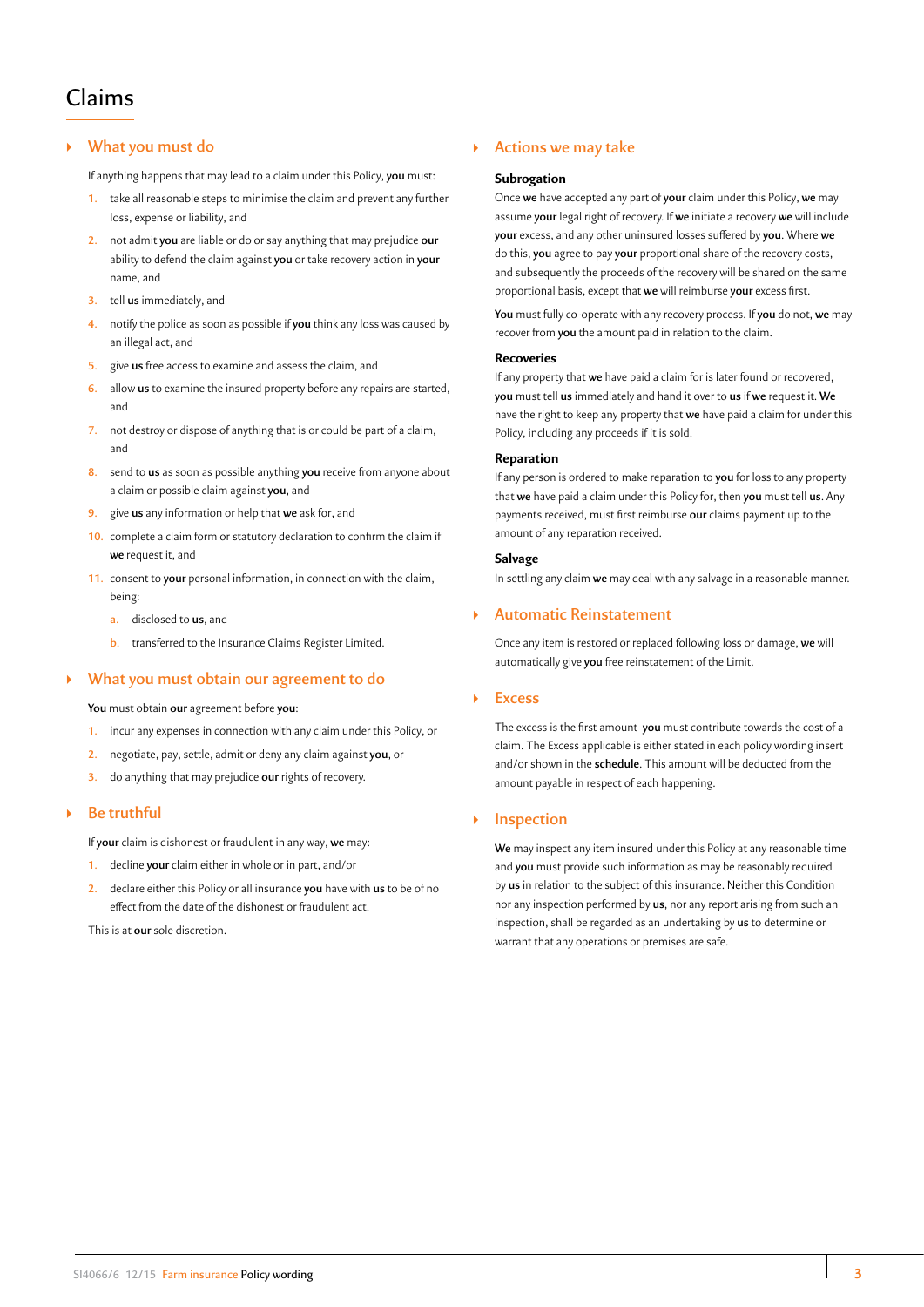# Claims

## What you must do

If anything happens that may lead to a claim under this Policy, **you** must:

1. take all reasonable steps to minimise the claim and prevent any further loss, expense or liability, and
2. not admit **you** are liable or do or say anything that may prejudice **our** ability to defend the claim against **you** or take recovery action in **your** name, and
3. tell **us** immediately, and
4. notify the police as soon as possible if **you** think any loss was caused by an illegal act, and
5. give **us** free access to examine and assess the claim, and
6. allow **us** to examine the insured property before any repairs are started, and
7. not destroy or dispose of anything that is or could be part of a claim, and
8. send to **us** as soon as possible anything **you** receive from anyone about a claim or possible claim against **you**, and
9. give **us** any information or help that **we** ask for, and
10. complete a claim form or statutory declaration to confirm the claim if **we** request it, and
11. consent to **your** personal information, in connection with the claim, being:
    a. disclosed to **us**, and
    b. transferred to the Insurance Claims Register Limited.

## What you must obtain our agreement to do

**You** must obtain **our** agreement before **you**:

1. incur any expenses in connection with any claim under this Policy, or
2. negotiate, pay, settle, admit or deny any claim against **you**, or
3. do anything that may prejudice **our** rights of recovery.

## Be truthful

If **your** claim is dishonest or fraudulent in any way, **we** may:

1. decline **your** claim either in whole or in part, and/or
2. declare either this Policy or all insurance **you** have with **us** to be of no effect from the date of the dishonest or fraudulent act.

This is at **our** sole discretion.

## Actions we may take

### Subrogation

Once **we** have accepted any part of **your** claim under this Policy, **we** may assume **your** legal right of recovery. If **we** initiate a recovery **we** will include **your** excess, and any other uninsured losses suffered by **you**. Where **we** do this, **you** agree to pay **your** proportional share of the recovery costs, and subsequently the proceeds of the recovery will be shared on the same proportional basis, except that **we** will reimburse **your** excess first.

**You** must fully co-operate with any recovery process. If **you** do not, **we** may recover from **you** the amount paid in relation to the claim.

### Recoveries

If any property that **we** have paid a claim for is later found or recovered, **you** must tell **us** immediately and hand it over to **us** if **we** request it. **We** have the right to keep any property that **we** have paid a claim for under this Policy, including any proceeds if it is sold.

### Reparation

If any person is ordered to make reparation to **you** for loss to any property that **we** have paid a claim under this Policy for, then **you** must tell **us**. Any payments received, must first reimburse **our** claims payment up to the amount of any reparation received.

### Salvage

In settling any claim **we** may deal with any salvage in a reasonable manner.

## Automatic Reinstatement

Once any item is restored or replaced following loss or damage, **we** will automatically give **you** free reinstatement of the Limit.

## Excess

The excess is the first amount **you** must contribute towards the cost of a claim. The Excess applicable is either stated in each policy wording insert and/or shown in the **schedule**. This amount will be deducted from the amount payable in respect of each happening.

## Inspection

**We** may inspect any item insured under this Policy at any reasonable time and **you** must provide such information as may be reasonably required by **us** in relation to the subject of this insurance. Neither this Condition nor any inspection performed by **us**, nor any report arising from such an inspection, shall be regarded as an undertaking by **us** to determine or warrant that any operations or premises are safe.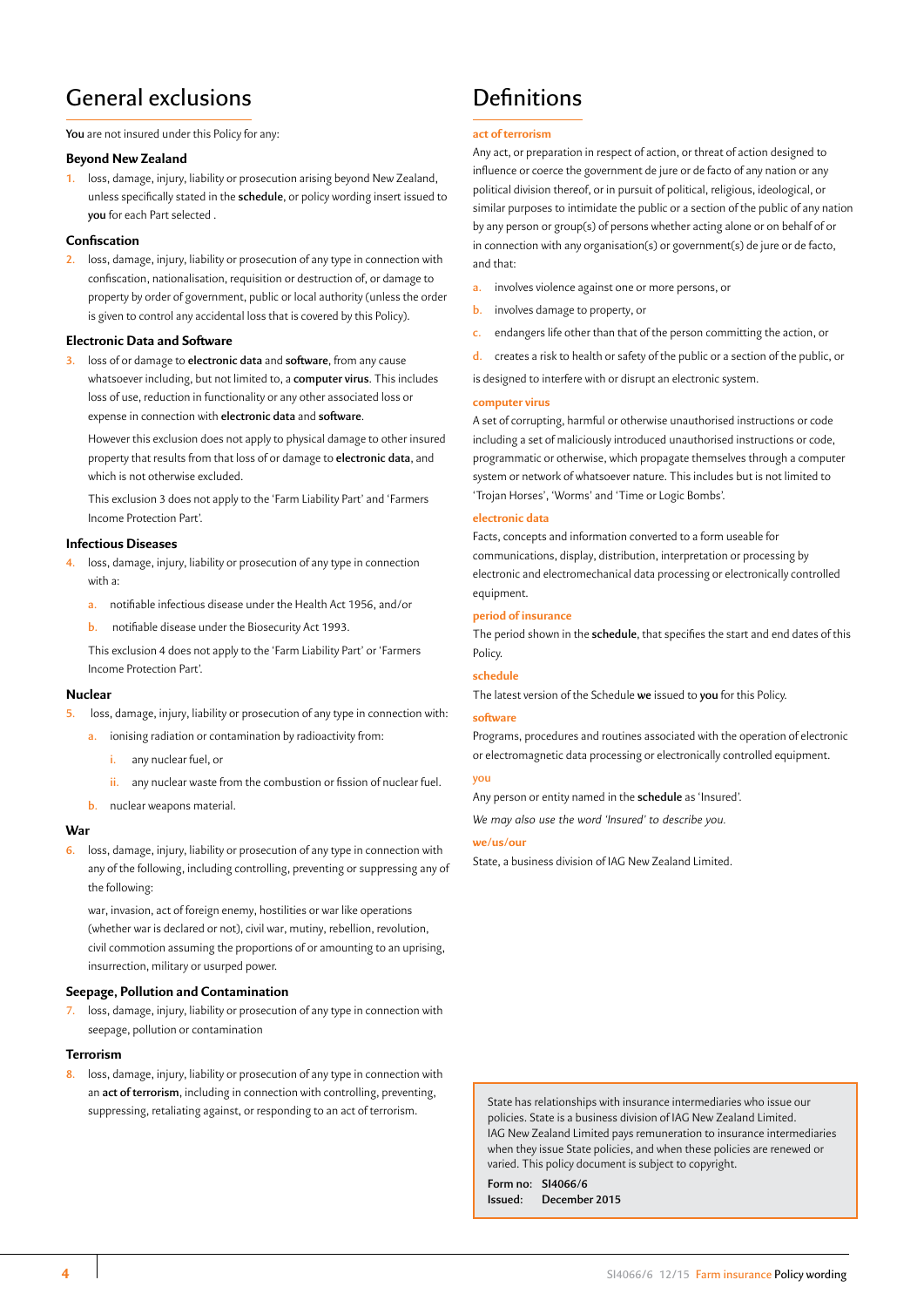## General exclusions

**You** are not insured under this Policy for any:

### Beyond New Zealand

1. loss, damage, injury, liability or prosecution arising beyond New Zealand, unless specifically stated in the **schedule**, or policy wording insert issued to **you** for each Part selected .

### Confiscation

2. loss, damage, injury, liability or prosecution of any type in connection with confiscation, nationalisation, requisition or destruction of, or damage to property by order of government, public or local authority (unless the order is given to control any accidental loss that is covered by this Policy).

### Electronic Data and Software

3. loss of or damage to **electronic data** and **software**, from any cause whatsoever including, but not limited to, a **computer virus**. This includes loss of use, reduction in functionality or any other associated loss or expense in connection with **electronic data** and **software**.

   However this exclusion does not apply to physical damage to other insured property that results from that loss of or damage to **electronic data**, and which is not otherwise excluded.

   This exclusion 3 does not apply to the 'Farm Liability Part' and 'Farmers Income Protection Part'.

### Infectious Diseases

4. loss, damage, injury, liability or prosecution of any type in connection with a:

   a. notifiable infectious disease under the Health Act 1956, and/or

   b. notifiable disease under the Biosecurity Act 1993.

   This exclusion 4 does not apply to the 'Farm Liability Part' or 'Farmers Income Protection Part'.

### Nuclear

5. loss, damage, injury, liability or prosecution of any type in connection with:

   a. ionising radiation or contamination by radioactivity from:

      i. any nuclear fuel, or

      ii. any nuclear waste from the combustion or fission of nuclear fuel.

   b. nuclear weapons material.

### War

6. loss, damage, injury, liability or prosecution of any type in connection with any of the following, including controlling, preventing or suppressing any of the following:

   war, invasion, act of foreign enemy, hostilities or war like operations (whether war is declared or not), civil war, mutiny, rebellion, revolution, civil commotion assuming the proportions of or amounting to an uprising, insurrection, military or usurped power.

### Seepage, Pollution and Contamination

7. loss, damage, injury, liability or prosecution of any type in connection with seepage, pollution or contamination

### Terrorism

8. loss, damage, injury, liability or prosecution of any type in connection with an **act of terrorism**, including in connection with controlling, preventing, suppressing, retaliating against, or responding to an act of terrorism.

## Definitions

**act of terrorism**

Any act, or preparation in respect of action, or threat of action designed to influence or coerce the government de jure or de facto of any nation or any political division thereof, or in pursuit of political, religious, ideological, or similar purposes to intimidate the public or a section of the public of any nation by any person or group(s) of persons whether acting alone or on behalf of or in connection with any organisation(s) or government(s) de jure or de facto, and that:

a. involves violence against one or more persons, or

b. involves damage to property, or

c. endangers life other than that of the person committing the action, or

d. creates a risk to health or safety of the public or a section of the public, or

is designed to interfere with or disrupt an electronic system.

**computer virus**

A set of corrupting, harmful or otherwise unauthorised instructions or code including a set of maliciously introduced unauthorised instructions or code, programmatic or otherwise, which propagate themselves through a computer system or network of whatsoever nature. This includes but is not limited to 'Trojan Horses', 'Worms' and 'Time or Logic Bombs'.

**electronic data**

Facts, concepts and information converted to a form useable for communications, display, distribution, interpretation or processing by electronic and electromechanical data processing or electronically controlled equipment.

**period of insurance**

The period shown in the **schedule**, that specifies the start and end dates of this Policy.

**schedule**

The latest version of the Schedule **we** issued to **you** for this Policy.

**software**

Programs, procedures and routines associated with the operation of electronic or electromagnetic data processing or electronically controlled equipment.

**you**

Any person or entity named in the **schedule** as 'Insured'.

*We may also use the word 'Insured' to describe you.*

**we/us/our**

State, a business division of IAG New Zealand Limited.

State has relationships with insurance intermediaries who issue our policies. State is a business division of IAG New Zealand Limited. IAG New Zealand Limited pays remuneration to insurance intermediaries when they issue State policies, and when these policies are renewed or varied. This policy document is subject to copyright.

**Form no:** SI4066/6
**Issued:** December 2015